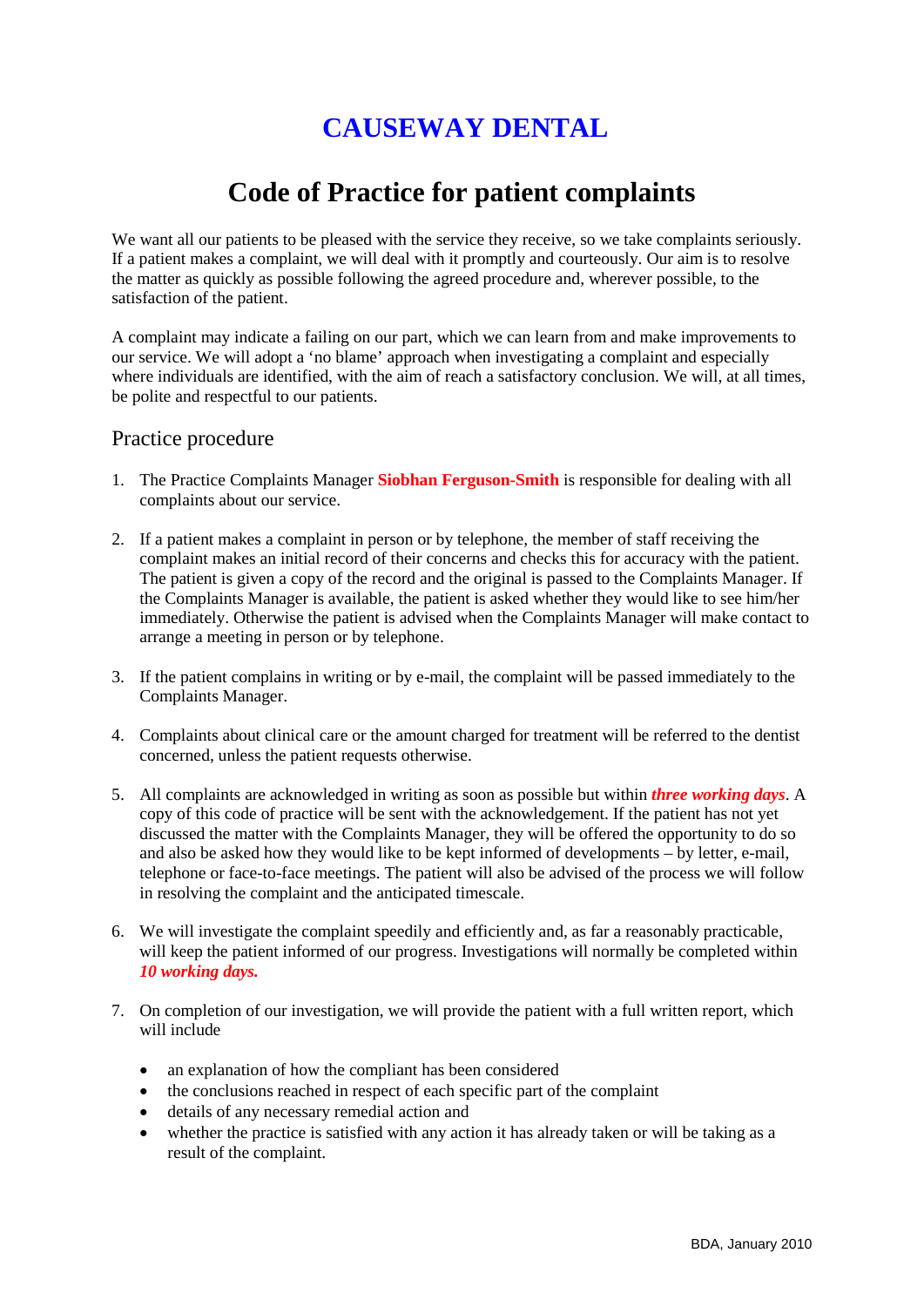# CAUSEWAY DENTAL

# Code of Practice for patient complaints

We want all our patients to be pleased with the service they receive, so we take complaints seriously. If a patient makes a complaint, we will deal with it promptly and courteously. Our aim is to resolve the matter as quickly as possible following the agreed procedure and, wherever possible, to the satisfaction of the patient.

A complaint may indicate a failing on our part, which we can learn from and make improvements to our service. We will adopt a 'no blame' approach when investigating a complaint and especially where individuals are identified, with the aim of reach a satisfactory conclusion. We will, at all times, be polite and respectful to our patients.

## Practice procedure

1. The Practice Complaints Manager **Siobhan Ferguson-Smith** is responsible for dealing with all complaints about our service.

2. If a patient makes a complaint in person or by telephone, the member of staff receiving the complaint makes an initial record of their concerns and checks this for accuracy with the patient. The patient is given a copy of the record and the original is passed to the Complaints Manager. If the Complaints Manager is available, the patient is asked whether they would like to see him/her immediately. Otherwise the patient is advised when the Complaints Manager will make contact to arrange a meeting in person or by telephone.

3. If the patient complains in writing or by e-mail, the complaint will be passed immediately to the Complaints Manager.

4. Complaints about clinical care or the amount charged for treatment will be referred to the dentist concerned, unless the patient requests otherwise.

5. All complaints are acknowledged in writing as soon as possible but within ***three working days***. A copy of this code of practice will be sent with the acknowledgement. If the patient has not yet discussed the matter with the Complaints Manager, they will be offered the opportunity to do so and also be asked how they would like to be kept informed of developments – by letter, e-mail, telephone or face-to-face meetings. The patient will also be advised of the process we will follow in resolving the complaint and the anticipated timescale.

6. We will investigate the complaint speedily and efficiently and, as far a reasonably practicable, will keep the patient informed of our progress. Investigations will normally be completed within ***10 working days.***

7. On completion of our investigation, we will provide the patient with a full written report, which will include

   - an explanation of how the compliant has been considered
   - the conclusions reached in respect of each specific part of the complaint
   - details of any necessary remedial action and
   - whether the practice is satisfied with any action it has already taken or will be taking as a result of the complaint.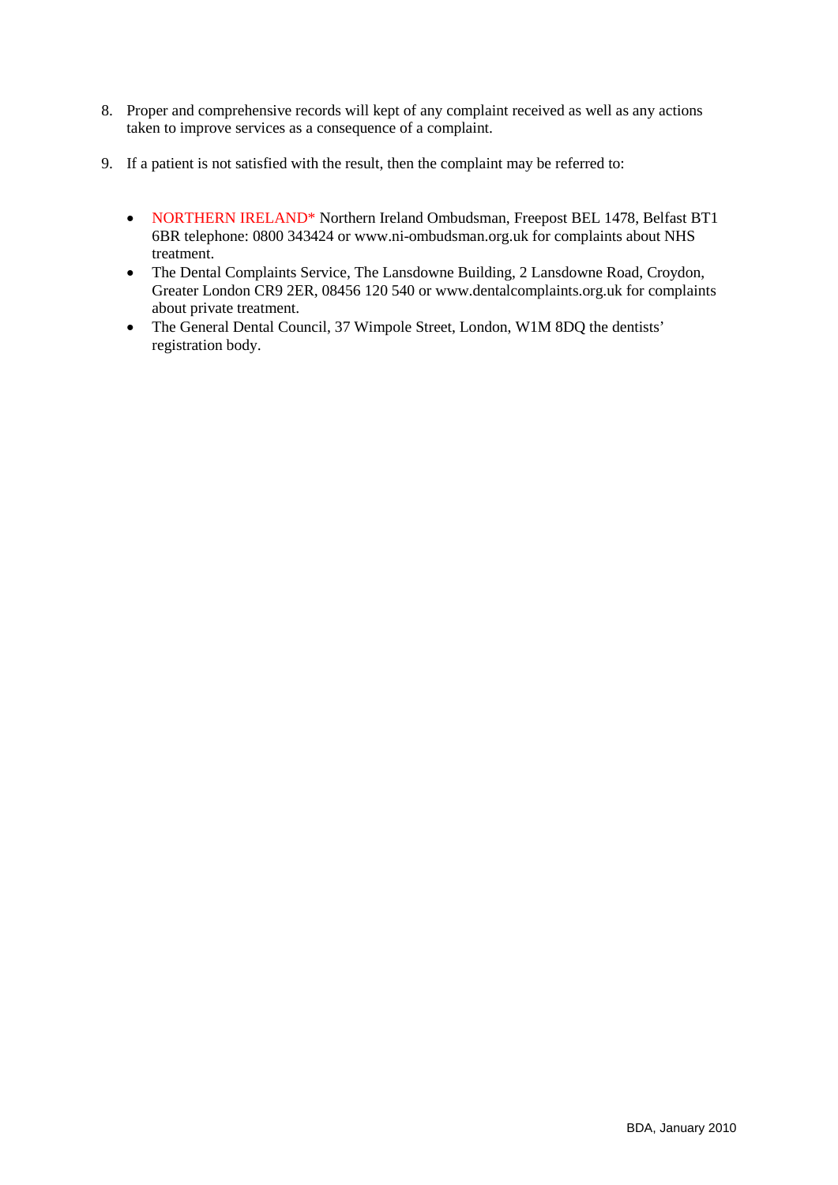8. Proper and comprehensive records will kept of any complaint received as well as any actions taken to improve services as a consequence of a complaint.

9. If a patient is not satisfied with the result, then the complaint may be referred to:

   - NORTHERN IRELAND* Northern Ireland Ombudsman, Freepost BEL 1478, Belfast BT1 6BR telephone: 0800 343424 or www.ni-ombudsman.org.uk for complaints about NHS treatment.
   - The Dental Complaints Service, The Lansdowne Building, 2 Lansdowne Road, Croydon, Greater London CR9 2ER, 08456 120 540 or www.dentalcomplaints.org.uk for complaints about private treatment.
   - The General Dental Council, 37 Wimpole Street, London, W1M 8DQ the dentists' registration body.